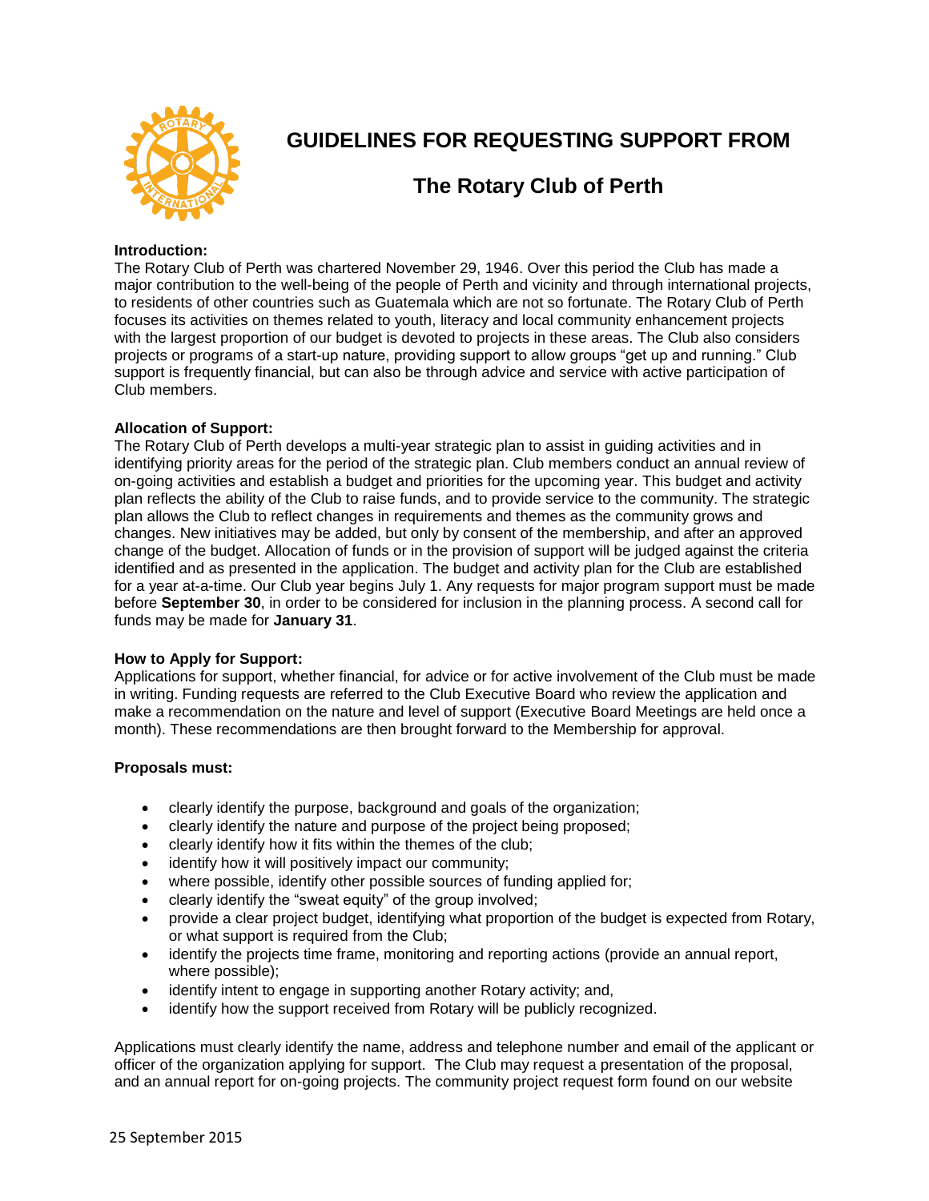# GUIDELINES FOR REQUESTING SUPPORT FROM

## The Rotary Club of Perth

**Introduction:**
The Rotary Club of Perth was chartered November 29, 1946. Over this period the Club has made a major contribution to the well-being of the people of Perth and vicinity and through international projects, to residents of other countries such as Guatemala which are not so fortunate. The Rotary Club of Perth focuses its activities on themes related to youth, literacy and local community enhancement projects with the largest proportion of our budget is devoted to projects in these areas. The Club also considers projects or programs of a start-up nature, providing support to allow groups "get up and running." Club support is frequently financial, but can also be through advice and service with active participation of Club members.

**Allocation of Support:**
The Rotary Club of Perth develops a multi-year strategic plan to assist in guiding activities and in identifying priority areas for the period of the strategic plan. Club members conduct an annual review of on-going activities and establish a budget and priorities for the upcoming year. This budget and activity plan reflects the ability of the Club to raise funds, and to provide service to the community. The strategic plan allows the Club to reflect changes in requirements and themes as the community grows and changes. New initiatives may be added, but only by consent of the membership, and after an approved change of the budget. Allocation of funds or in the provision of support will be judged against the criteria identified and as presented in the application. The budget and activity plan for the Club are established for a year at-a-time. Our Club year begins July 1. Any requests for major program support must be made before **September 30**, in order to be considered for inclusion in the planning process. A second call for funds may be made for **January 31**.

**How to Apply for Support:**
Applications for support, whether financial, for advice or for active involvement of the Club must be made in writing. Funding requests are referred to the Club Executive Board who review the application and make a recommendation on the nature and level of support (Executive Board Meetings are held once a month). These recommendations are then brought forward to the Membership for approval.

**Proposals must:**

- clearly identify the purpose, background and goals of the organization;
- clearly identify the nature and purpose of the project being proposed;
- clearly identify how it fits within the themes of the club;
- identify how it will positively impact our community;
- where possible, identify other possible sources of funding applied for;
- clearly identify the "sweat equity" of the group involved;
- provide a clear project budget, identifying what proportion of the budget is expected from Rotary, or what support is required from the Club;
- identify the projects time frame, monitoring and reporting actions (provide an annual report, where possible);
- identify intent to engage in supporting another Rotary activity; and,
- identify how the support received from Rotary will be publicly recognized.

Applications must clearly identify the name, address and telephone number and email of the applicant or officer of the organization applying for support. The Club may request a presentation of the proposal, and an annual report for on-going projects. The community project request form found on our website

25 September 2015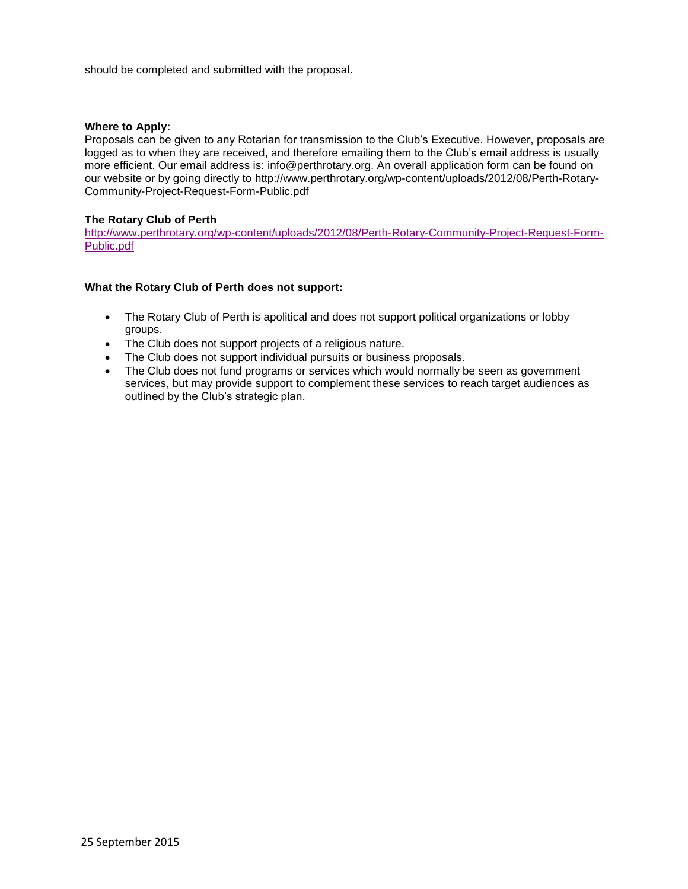should be completed and submitted with the proposal.

**Where to Apply:**

Proposals can be given to any Rotarian for transmission to the Club's Executive. However, proposals are logged as to when they are received, and therefore emailing them to the Club's email address is usually more efficient. Our email address is: info@perthrotary.org. An overall application form can be found on our website or by going directly to http://www.perthrotary.org/wp-content/uploads/2012/08/Perth-Rotary-Community-Project-Request-Form-Public.pdf

**The Rotary Club of Perth**

[http://www.perthrotary.org/wp-content/uploads/2012/08/Perth-Rotary-Community-Project-Request-Form-Public.pdf](http://www.perthrotary.org/wp-content/uploads/2012/08/Perth-Rotary-Community-Project-Request-Form-Public.pdf)

**What the Rotary Club of Perth does not support:**

- The Rotary Club of Perth is apolitical and does not support political organizations or lobby groups.
- The Club does not support projects of a religious nature.
- The Club does not support individual pursuits or business proposals.
- The Club does not fund programs or services which would normally be seen as government services, but may provide support to complement these services to reach target audiences as outlined by the Club's strategic plan.

25 September 2015